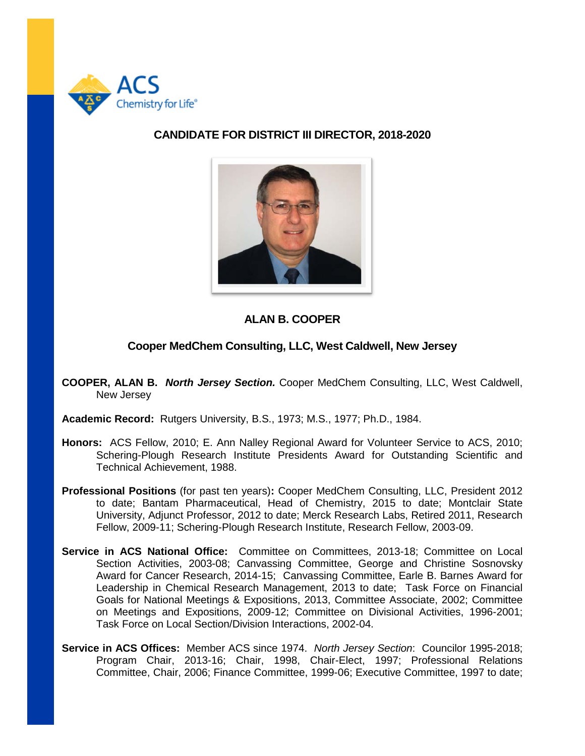ACS Chemistry for Life®

## CANDIDATE FOR DISTRICT III DIRECTOR, 2018-2020

### ALAN B. COOPER

### Cooper MedChem Consulting, LLC, West Caldwell, New Jersey

**COOPER, ALAN B.** ***North Jersey Section.*** Cooper MedChem Consulting, LLC, West Caldwell, New Jersey

**Academic Record:** Rutgers University, B.S., 1973; M.S., 1977; Ph.D., 1984.

**Honors:** ACS Fellow, 2010; E. Ann Nalley Regional Award for Volunteer Service to ACS, 2010; Schering-Plough Research Institute Presidents Award for Outstanding Scientific and Technical Achievement, 1988.

**Professional Positions** (for past ten years)**:** Cooper MedChem Consulting, LLC, President 2012 to date; Bantam Pharmaceutical, Head of Chemistry, 2015 to date; Montclair State University, Adjunct Professor, 2012 to date; Merck Research Labs, Retired 2011, Research Fellow, 2009-11; Schering-Plough Research Institute, Research Fellow, 2003-09.

**Service in ACS National Office:** Committee on Committees, 2013-18; Committee on Local Section Activities, 2003-08; Canvassing Committee, George and Christine Sosnovsky Award for Cancer Research, 2014-15; Canvassing Committee, Earle B. Barnes Award for Leadership in Chemical Research Management, 2013 to date; Task Force on Financial Goals for National Meetings & Expositions, 2013, Committee Associate, 2002; Committee on Meetings and Expositions, 2009-12; Committee on Divisional Activities, 1996-2001; Task Force on Local Section/Division Interactions, 2002-04.

**Service in ACS Offices:** Member ACS since 1974. *North Jersey Section*: Councilor 1995-2018; Program Chair, 2013-16; Chair, 1998, Chair-Elect, 1997; Professional Relations Committee, Chair, 2006; Finance Committee, 1999-06; Executive Committee, 1997 to date;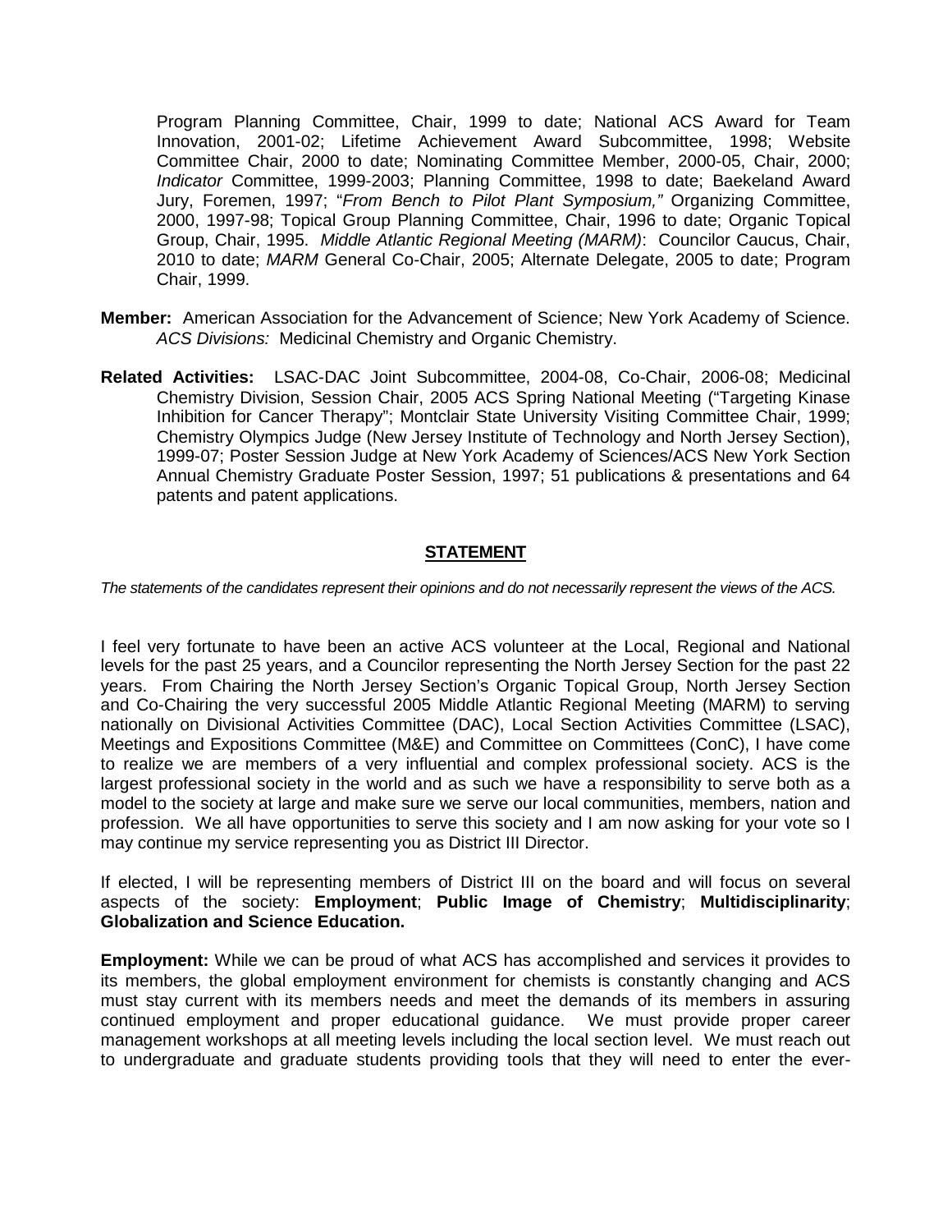Program Planning Committee, Chair, 1999 to date; National ACS Award for Team Innovation, 2001-02; Lifetime Achievement Award Subcommittee, 1998; Website Committee Chair, 2000 to date; Nominating Committee Member, 2000-05, Chair, 2000; *Indicator* Committee, 1999-2003; Planning Committee, 1998 to date; Baekeland Award Jury, Foremen, 1997; "*From Bench to Pilot Plant Symposium,"* Organizing Committee, 2000, 1997-98; Topical Group Planning Committee, Chair, 1996 to date; Organic Topical Group, Chair, 1995. *Middle Atlantic Regional Meeting (MARM)*: Councilor Caucus, Chair, 2010 to date; *MARM* General Co-Chair, 2005; Alternate Delegate, 2005 to date; Program Chair, 1999.

**Member:** American Association for the Advancement of Science; New York Academy of Science. *ACS Divisions:* Medicinal Chemistry and Organic Chemistry.

**Related Activities:** LSAC-DAC Joint Subcommittee, 2004-08, Co-Chair, 2006-08; Medicinal Chemistry Division, Session Chair, 2005 ACS Spring National Meeting ("Targeting Kinase Inhibition for Cancer Therapy"; Montclair State University Visiting Committee Chair, 1999; Chemistry Olympics Judge (New Jersey Institute of Technology and North Jersey Section), 1999-07; Poster Session Judge at New York Academy of Sciences/ACS New York Section Annual Chemistry Graduate Poster Session, 1997; 51 publications & presentations and 64 patents and patent applications.

## STATEMENT

*The statements of the candidates represent their opinions and do not necessarily represent the views of the ACS.*

I feel very fortunate to have been an active ACS volunteer at the Local, Regional and National levels for the past 25 years, and a Councilor representing the North Jersey Section for the past 22 years. From Chairing the North Jersey Section's Organic Topical Group, North Jersey Section and Co-Chairing the very successful 2005 Middle Atlantic Regional Meeting (MARM) to serving nationally on Divisional Activities Committee (DAC), Local Section Activities Committee (LSAC), Meetings and Expositions Committee (M&E) and Committee on Committees (ConC), I have come to realize we are members of a very influential and complex professional society. ACS is the largest professional society in the world and as such we have a responsibility to serve both as a model to the society at large and make sure we serve our local communities, members, nation and profession. We all have opportunities to serve this society and I am now asking for your vote so I may continue my service representing you as District III Director.

If elected, I will be representing members of District III on the board and will focus on several aspects of the society: **Employment**; **Public Image of Chemistry**; **Multidisciplinarity**; **Globalization and Science Education.**

**Employment:** While we can be proud of what ACS has accomplished and services it provides to its members, the global employment environment for chemists is constantly changing and ACS must stay current with its members needs and meet the demands of its members in assuring continued employment and proper educational guidance. We must provide proper career management workshops at all meeting levels including the local section level. We must reach out to undergraduate and graduate students providing tools that they will need to enter the ever-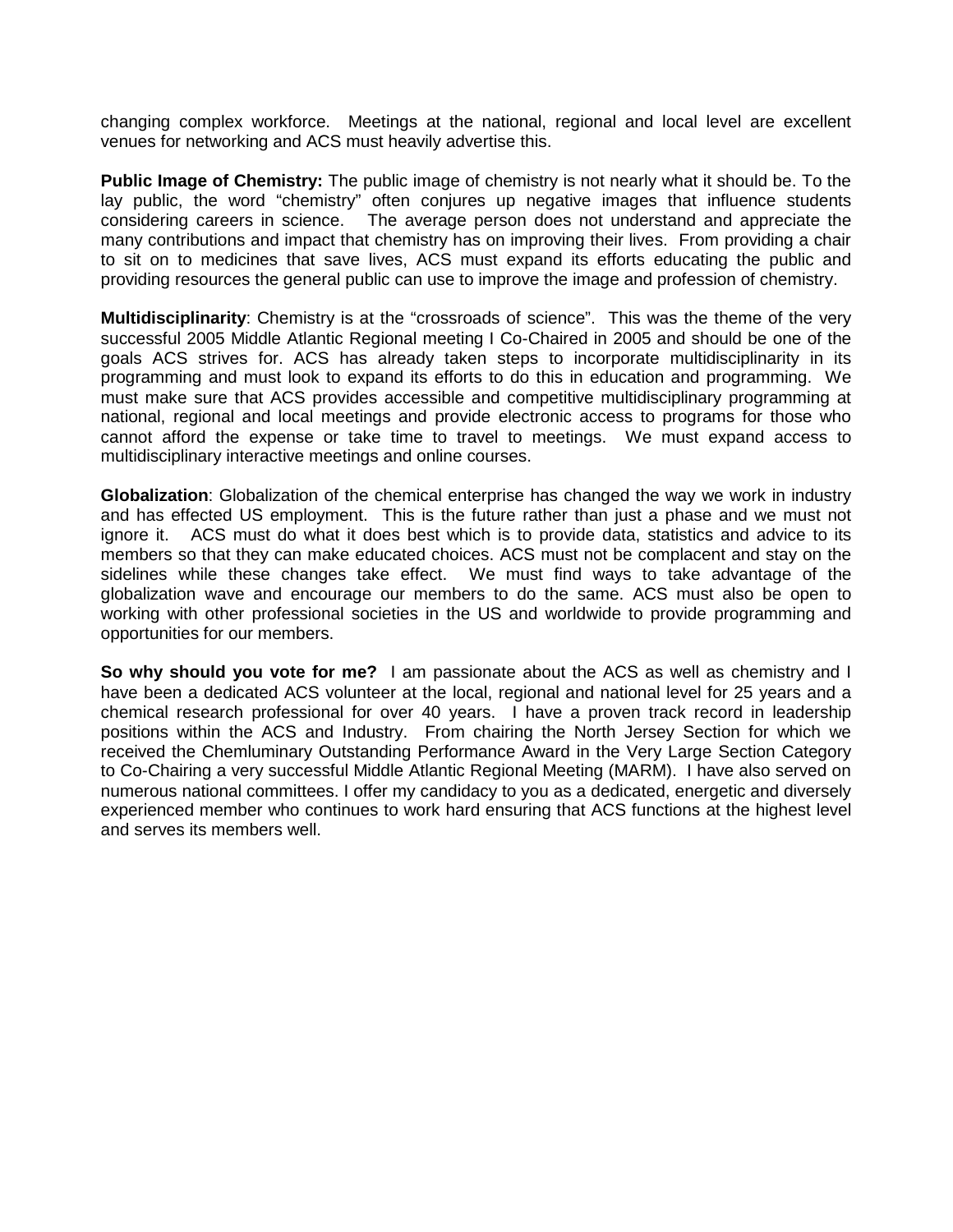changing complex workforce. Meetings at the national, regional and local level are excellent venues for networking and ACS must heavily advertise this.

**Public Image of Chemistry:** The public image of chemistry is not nearly what it should be. To the lay public, the word "chemistry" often conjures up negative images that influence students considering careers in science. The average person does not understand and appreciate the many contributions and impact that chemistry has on improving their lives. From providing a chair to sit on to medicines that save lives, ACS must expand its efforts educating the public and providing resources the general public can use to improve the image and profession of chemistry.

**Multidisciplinarity**: Chemistry is at the "crossroads of science". This was the theme of the very successful 2005 Middle Atlantic Regional meeting I Co-Chaired in 2005 and should be one of the goals ACS strives for. ACS has already taken steps to incorporate multidisciplinarity in its programming and must look to expand its efforts to do this in education and programming. We must make sure that ACS provides accessible and competitive multidisciplinary programming at national, regional and local meetings and provide electronic access to programs for those who cannot afford the expense or take time to travel to meetings. We must expand access to multidisciplinary interactive meetings and online courses.

**Globalization**: Globalization of the chemical enterprise has changed the way we work in industry and has effected US employment. This is the future rather than just a phase and we must not ignore it. ACS must do what it does best which is to provide data, statistics and advice to its members so that they can make educated choices. ACS must not be complacent and stay on the sidelines while these changes take effect. We must find ways to take advantage of the globalization wave and encourage our members to do the same. ACS must also be open to working with other professional societies in the US and worldwide to provide programming and opportunities for our members.

**So why should you vote for me?** I am passionate about the ACS as well as chemistry and I have been a dedicated ACS volunteer at the local, regional and national level for 25 years and a chemical research professional for over 40 years. I have a proven track record in leadership positions within the ACS and Industry. From chairing the North Jersey Section for which we received the Chemluminary Outstanding Performance Award in the Very Large Section Category to Co-Chairing a very successful Middle Atlantic Regional Meeting (MARM). I have also served on numerous national committees. I offer my candidacy to you as a dedicated, energetic and diversely experienced member who continues to work hard ensuring that ACS functions at the highest level and serves its members well.